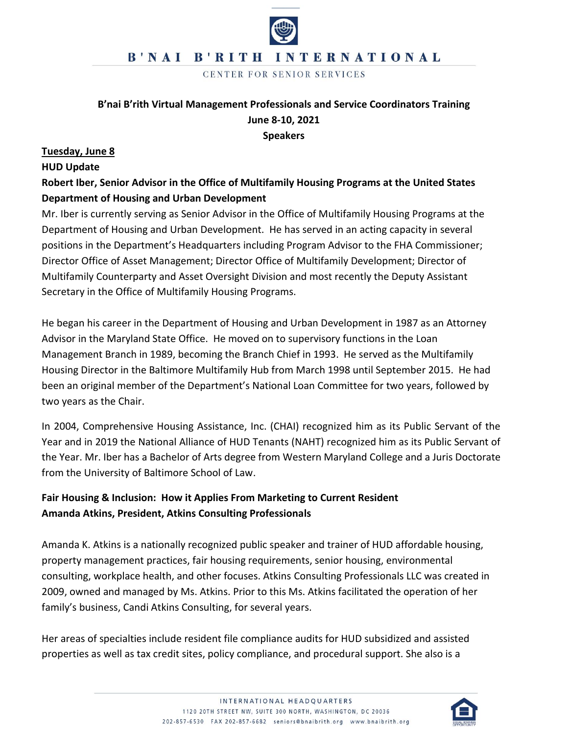B'NAI B'RITH INTERNATIONAL

CENTER FOR SENIOR SERVICES

**B'nai B'rith Virtual Management Professionals and Service Coordinators Training**
**June 8-10, 2021**
**Speakers**

**<u>Tuesday, June 8</u>**

**HUD Update**

**Robert Iber, Senior Advisor in the Office of Multifamily Housing Programs at the United States Department of Housing and Urban Development**

Mr. Iber is currently serving as Senior Advisor in the Office of Multifamily Housing Programs at the Department of Housing and Urban Development. He has served in an acting capacity in several positions in the Department's Headquarters including Program Advisor to the FHA Commissioner; Director Office of Asset Management; Director Office of Multifamily Development; Director of Multifamily Counterparty and Asset Oversight Division and most recently the Deputy Assistant Secretary in the Office of Multifamily Housing Programs.

He began his career in the Department of Housing and Urban Development in 1987 as an Attorney Advisor in the Maryland State Office. He moved on to supervisory functions in the Loan Management Branch in 1989, becoming the Branch Chief in 1993. He served as the Multifamily Housing Director in the Baltimore Multifamily Hub from March 1998 until September 2015. He had been an original member of the Department's National Loan Committee for two years, followed by two years as the Chair.

In 2004, Comprehensive Housing Assistance, Inc. (CHAI) recognized him as its Public Servant of the Year and in 2019 the National Alliance of HUD Tenants (NAHT) recognized him as its Public Servant of the Year. Mr. Iber has a Bachelor of Arts degree from Western Maryland College and a Juris Doctorate from the University of Baltimore School of Law.

**Fair Housing & Inclusion: How it Applies From Marketing to Current Resident**
**Amanda Atkins, President, Atkins Consulting Professionals**

Amanda K. Atkins is a nationally recognized public speaker and trainer of HUD affordable housing, property management practices, fair housing requirements, senior housing, environmental consulting, workplace health, and other focuses. Atkins Consulting Professionals LLC was created in 2009, owned and managed by Ms. Atkins. Prior to this Ms. Atkins facilitated the operation of her family's business, Candi Atkins Consulting, for several years.

Her areas of specialties include resident file compliance audits for HUD subsidized and assisted properties as well as tax credit sites, policy compliance, and procedural support. She also is a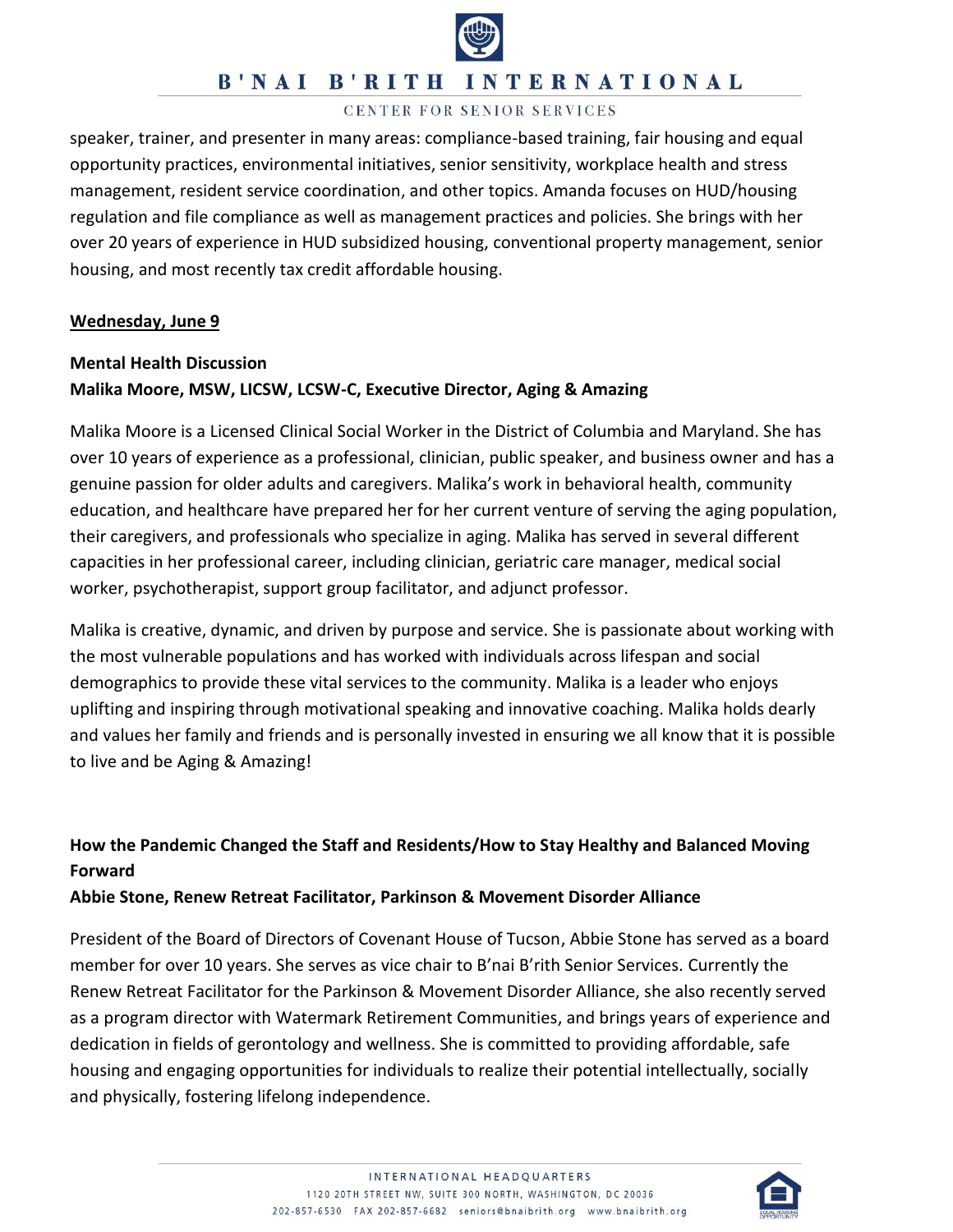speaker, trainer, and presenter in many areas: compliance-based training, fair housing and equal opportunity practices, environmental initiatives, senior sensitivity, workplace health and stress management, resident service coordination, and other topics. Amanda focuses on HUD/housing regulation and file compliance as well as management practices and policies. She brings with her over 20 years of experience in HUD subsidized housing, conventional property management, senior housing, and most recently tax credit affordable housing.

**Wednesday, June 9**

**Mental Health Discussion**
**Malika Moore, MSW, LICSW, LCSW-C, Executive Director, Aging & Amazing**

Malika Moore is a Licensed Clinical Social Worker in the District of Columbia and Maryland. She has over 10 years of experience as a professional, clinician, public speaker, and business owner and has a genuine passion for older adults and caregivers. Malika's work in behavioral health, community education, and healthcare have prepared her for her current venture of serving the aging population, their caregivers, and professionals who specialize in aging. Malika has served in several different capacities in her professional career, including clinician, geriatric care manager, medical social worker, psychotherapist, support group facilitator, and adjunct professor.

Malika is creative, dynamic, and driven by purpose and service. She is passionate about working with the most vulnerable populations and has worked with individuals across lifespan and social demographics to provide these vital services to the community. Malika is a leader who enjoys uplifting and inspiring through motivational speaking and innovative coaching. Malika holds dearly and values her family and friends and is personally invested in ensuring we all know that it is possible to live and be Aging & Amazing!

**How the Pandemic Changed the Staff and Residents/How to Stay Healthy and Balanced Moving Forward**
**Abbie Stone, Renew Retreat Facilitator, Parkinson & Movement Disorder Alliance**

President of the Board of Directors of Covenant House of Tucson, Abbie Stone has served as a board member for over 10 years. She serves as vice chair to B'nai B'rith Senior Services. Currently the Renew Retreat Facilitator for the Parkinson & Movement Disorder Alliance, she also recently served as a program director with Watermark Retirement Communities, and brings years of experience and dedication in fields of gerontology and wellness. She is committed to providing affordable, safe housing and engaging opportunities for individuals to realize their potential intellectually, socially and physically, fostering lifelong independence.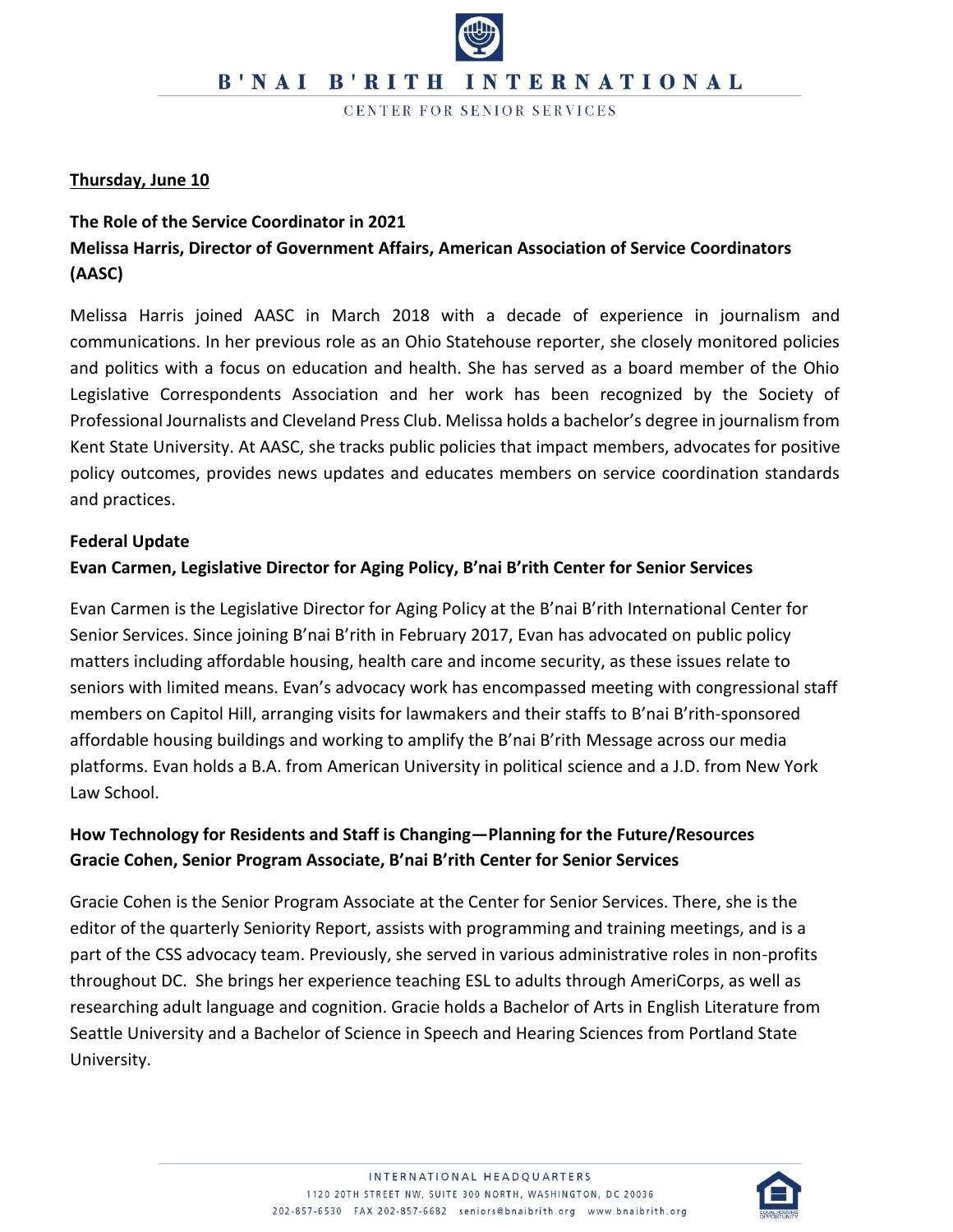**Thursday, June 10**

**The Role of the Service Coordinator in 2021**
**Melissa Harris, Director of Government Affairs, American Association of Service Coordinators (AASC)**

Melissa Harris joined AASC in March 2018 with a decade of experience in journalism and communications. In her previous role as an Ohio Statehouse reporter, she closely monitored policies and politics with a focus on education and health. She has served as a board member of the Ohio Legislative Correspondents Association and her work has been recognized by the Society of Professional Journalists and Cleveland Press Club. Melissa holds a bachelor's degree in journalism from Kent State University. At AASC, she tracks public policies that impact members, advocates for positive policy outcomes, provides news updates and educates members on service coordination standards and practices.

**Federal Update**
**Evan Carmen, Legislative Director for Aging Policy, B'nai B'rith Center for Senior Services**

Evan Carmen is the Legislative Director for Aging Policy at the B'nai B'rith International Center for Senior Services. Since joining B'nai B'rith in February 2017, Evan has advocated on public policy matters including affordable housing, health care and income security, as these issues relate to seniors with limited means. Evan's advocacy work has encompassed meeting with congressional staff members on Capitol Hill, arranging visits for lawmakers and their staffs to B'nai B'rith-sponsored affordable housing buildings and working to amplify the B'nai B'rith Message across our media platforms. Evan holds a B.A. from American University in political science and a J.D. from New York Law School.

**How Technology for Residents and Staff is Changing—Planning for the Future/Resources**
**Gracie Cohen, Senior Program Associate, B'nai B'rith Center for Senior Services**

Gracie Cohen is the Senior Program Associate at the Center for Senior Services. There, she is the editor of the quarterly Seniority Report, assists with programming and training meetings, and is a part of the CSS advocacy team. Previously, she served in various administrative roles in non-profits throughout DC. She brings her experience teaching ESL to adults through AmeriCorps, as well as researching adult language and cognition. Gracie holds a Bachelor of Arts in English Literature from Seattle University and a Bachelor of Science in Speech and Hearing Sciences from Portland State University.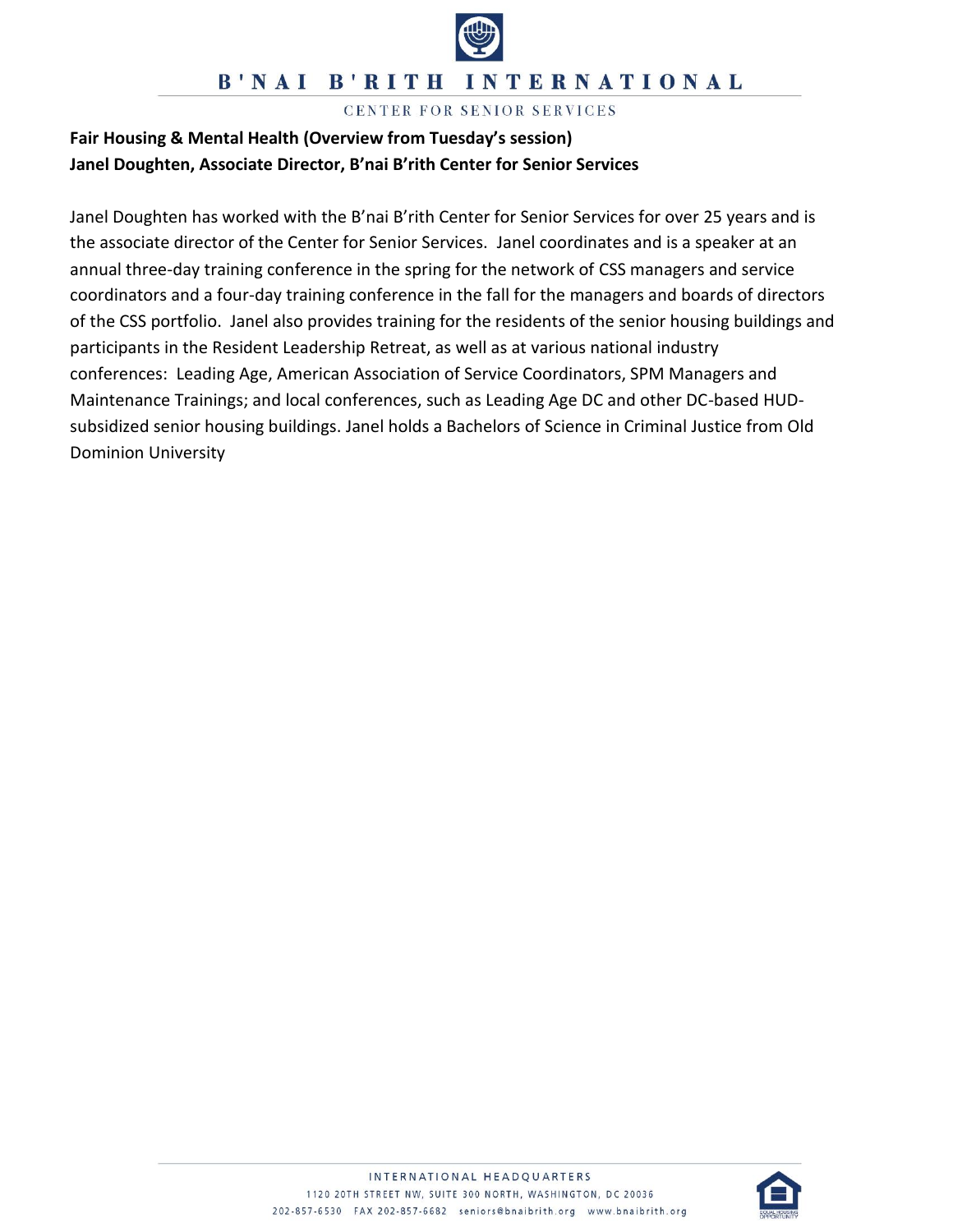**Fair Housing & Mental Health (Overview from Tuesday's session)**
**Janel Doughten, Associate Director, B'nai B'rith Center for Senior Services**

Janel Doughten has worked with the B'nai B'rith Center for Senior Services for over 25 years and is the associate director of the Center for Senior Services. Janel coordinates and is a speaker at an annual three-day training conference in the spring for the network of CSS managers and service coordinators and a four-day training conference in the fall for the managers and boards of directors of the CSS portfolio. Janel also provides training for the residents of the senior housing buildings and participants in the Resident Leadership Retreat, as well as at various national industry conferences: Leading Age, American Association of Service Coordinators, SPM Managers and Maintenance Trainings; and local conferences, such as Leading Age DC and other DC-based HUD-subsidized senior housing buildings. Janel holds a Bachelors of Science in Criminal Justice from Old Dominion University